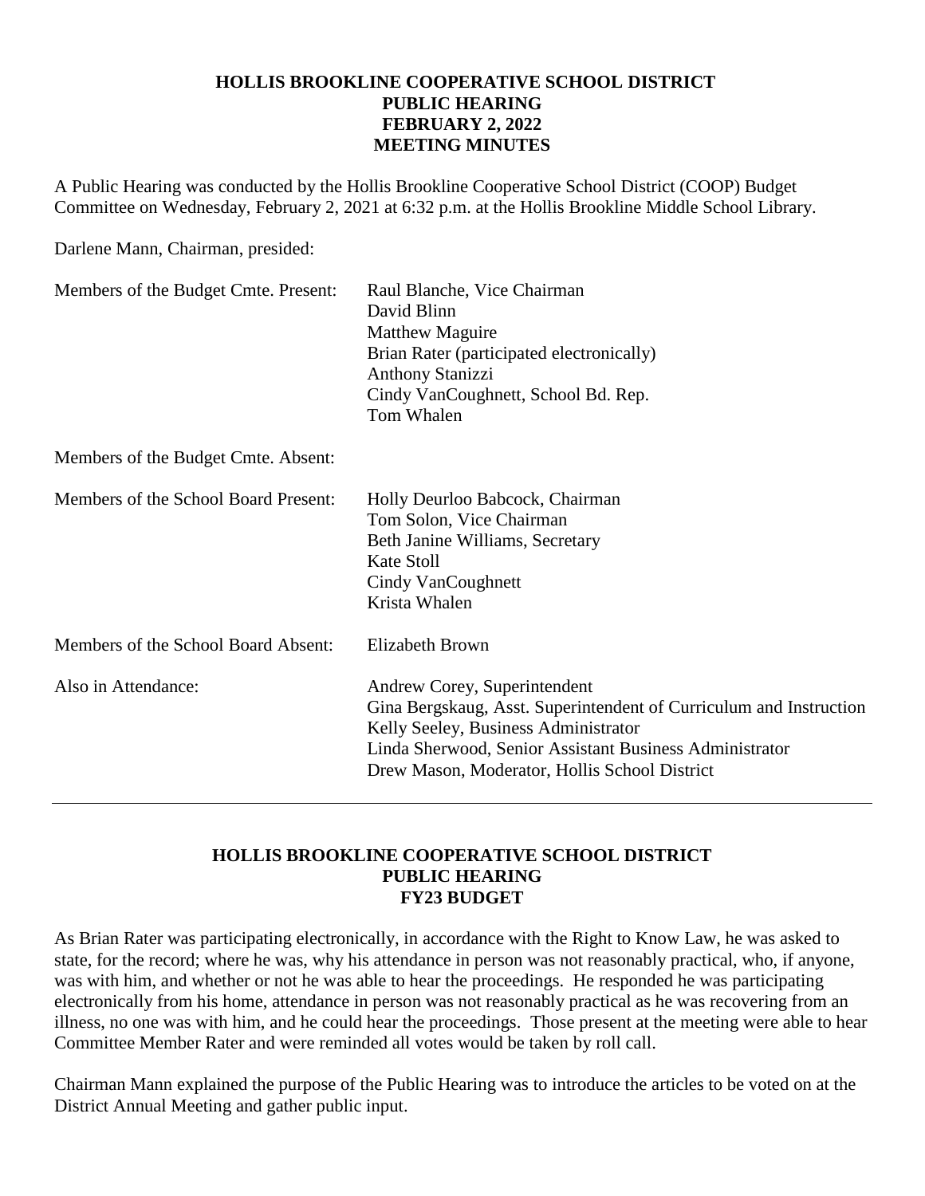**HOLLIS BROOKLINE COOPERATIVE SCHOOL DISTRICT**
**PUBLIC HEARING**
**FEBRUARY 2, 2022**
**MEETING MINUTES**

A Public Hearing was conducted by the Hollis Brookline Cooperative School District (COOP) Budget Committee on Wednesday, February 2, 2021 at 6:32 p.m. at the Hollis Brookline Middle School Library.

Darlene Mann, Chairman, presided:

| | |
|---|---|
| Members of the Budget Cmte. Present: | Raul Blanche, Vice Chairman<br>David Blinn<br>Matthew Maguire<br>Brian Rater (participated electronically)<br>Anthony Stanizzi<br>Cindy VanCoughnett, School Bd. Rep.<br>Tom Whalen |
| Members of the Budget Cmte. Absent: | |
| Members of the School Board Present: | Holly Deurloo Babcock, Chairman<br>Tom Solon, Vice Chairman<br>Beth Janine Williams, Secretary<br>Kate Stoll<br>Cindy VanCoughnett<br>Krista Whalen |
| Members of the School Board Absent: | Elizabeth Brown |
| Also in Attendance: | Andrew Corey, Superintendent<br>Gina Bergskaug, Asst. Superintendent of Curriculum and Instruction<br>Kelly Seeley, Business Administrator<br>Linda Sherwood, Senior Assistant Business Administrator<br>Drew Mason, Moderator, Hollis School District |

---

**HOLLIS BROOKLINE COOPERATIVE SCHOOL DISTRICT**
**PUBLIC HEARING**
**FY23 BUDGET**

As Brian Rater was participating electronically, in accordance with the Right to Know Law, he was asked to state, for the record; where he was, why his attendance in person was not reasonably practical, who, if anyone, was with him, and whether or not he was able to hear the proceedings. He responded he was participating electronically from his home, attendance in person was not reasonably practical as he was recovering from an illness, no one was with him, and he could hear the proceedings. Those present at the meeting were able to hear Committee Member Rater and were reminded all votes would be taken by roll call.

Chairman Mann explained the purpose of the Public Hearing was to introduce the articles to be voted on at the District Annual Meeting and gather public input.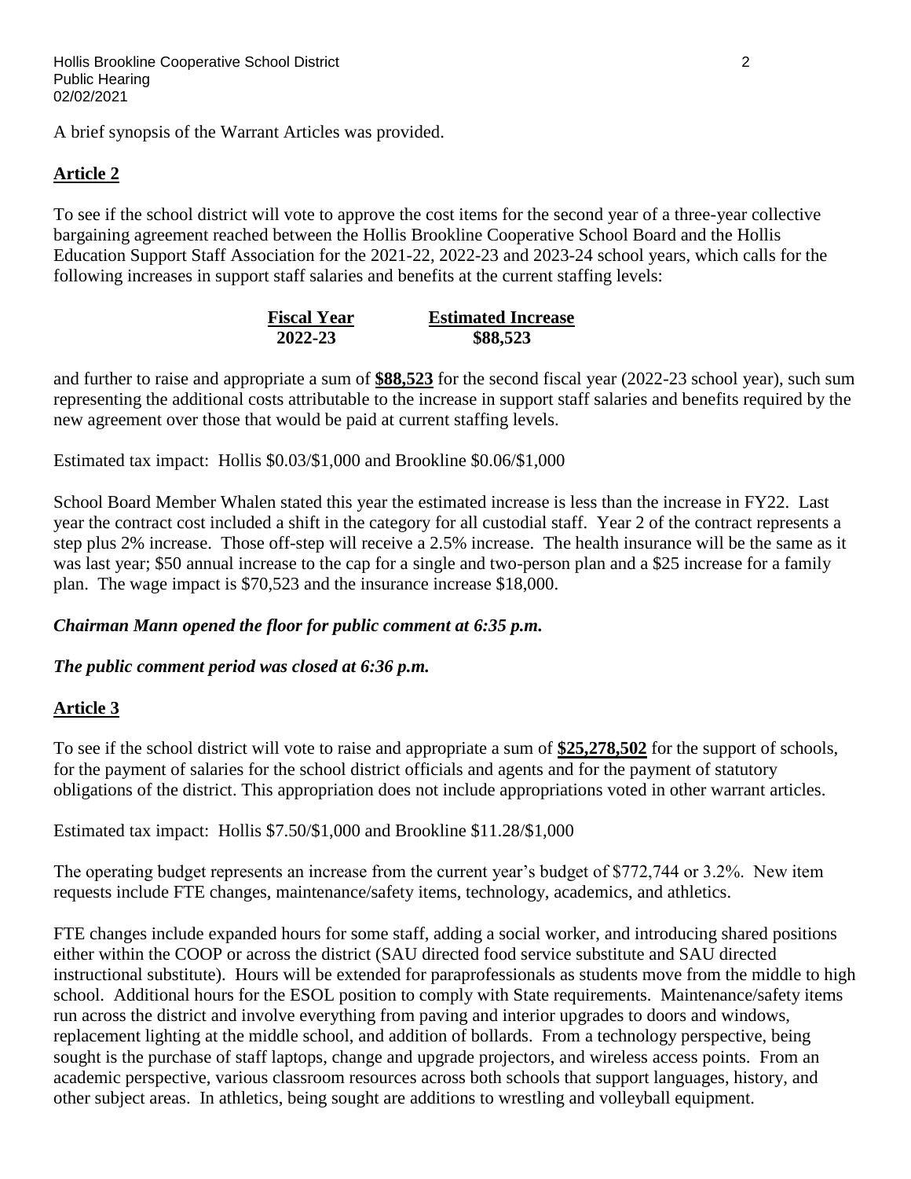A brief synopsis of the Warrant Articles was provided.

## Article 2

To see if the school district will vote to approve the cost items for the second year of a three-year collective bargaining agreement reached between the Hollis Brookline Cooperative School Board and the Hollis Education Support Staff Association for the 2021-22, 2022-23 and 2023-24 school years, which calls for the following increases in support staff salaries and benefits at the current staffing levels:

| **Fiscal Year** | **Estimated Increase** |
|---|---|
| **2022-23** | **$88,523** |

and further to raise and appropriate a sum of **$88,523** for the second fiscal year (2022-23 school year), such sum representing the additional costs attributable to the increase in support staff salaries and benefits required by the new agreement over those that would be paid at current staffing levels.

Estimated tax impact: Hollis $0.03/$1,000 and Brookline $0.06/$1,000

School Board Member Whalen stated this year the estimated increase is less than the increase in FY22. Last year the contract cost included a shift in the category for all custodial staff. Year 2 of the contract represents a step plus 2% increase. Those off-step will receive a 2.5% increase. The health insurance will be the same as it was last year; $50 annual increase to the cap for a single and two-person plan and a $25 increase for a family plan. The wage impact is $70,523 and the insurance increase $18,000.

***Chairman Mann opened the floor for public comment at 6:35 p.m.***

***The public comment period was closed at 6:36 p.m.***

## Article 3

To see if the school district will vote to raise and appropriate a sum of **$25,278,502** for the support of schools, for the payment of salaries for the school district officials and agents and for the payment of statutory obligations of the district. This appropriation does not include appropriations voted in other warrant articles.

Estimated tax impact: Hollis $7.50/$1,000 and Brookline $11.28/$1,000

The operating budget represents an increase from the current year's budget of $772,744 or 3.2%. New item requests include FTE changes, maintenance/safety items, technology, academics, and athletics.

FTE changes include expanded hours for some staff, adding a social worker, and introducing shared positions either within the COOP or across the district (SAU directed food service substitute and SAU directed instructional substitute). Hours will be extended for paraprofessionals as students move from the middle to high school. Additional hours for the ESOL position to comply with State requirements. Maintenance/safety items run across the district and involve everything from paving and interior upgrades to doors and windows, replacement lighting at the middle school, and addition of bollards. From a technology perspective, being sought is the purchase of staff laptops, change and upgrade projectors, and wireless access points. From an academic perspective, various classroom resources across both schools that support languages, history, and other subject areas. In athletics, being sought are additions to wrestling and volleyball equipment.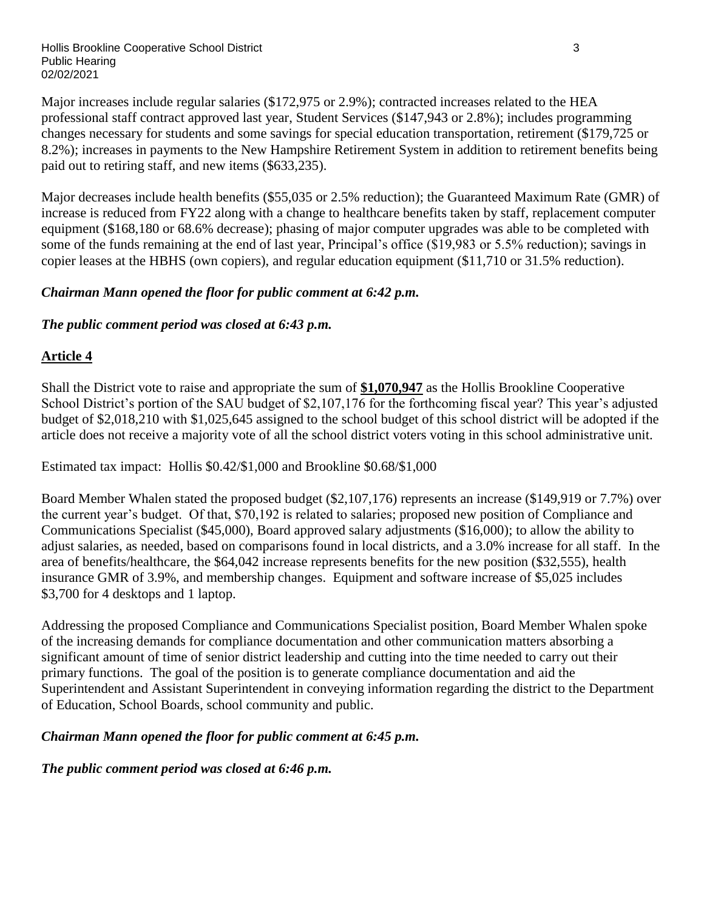Major increases include regular salaries ($172,975 or 2.9%); contracted increases related to the HEA professional staff contract approved last year, Student Services ($147,943 or 2.8%); includes programming changes necessary for students and some savings for special education transportation, retirement ($179,725 or 8.2%); increases in payments to the New Hampshire Retirement System in addition to retirement benefits being paid out to retiring staff, and new items ($633,235).

Major decreases include health benefits ($55,035 or 2.5% reduction); the Guaranteed Maximum Rate (GMR) of increase is reduced from FY22 along with a change to healthcare benefits taken by staff, replacement computer equipment ($168,180 or 68.6% decrease); phasing of major computer upgrades was able to be completed with some of the funds remaining at the end of last year, Principal's office ($19,983 or 5.5% reduction); savings in copier leases at the HBHS (own copiers), and regular education equipment ($11,710 or 31.5% reduction).

***Chairman Mann opened the floor for public comment at 6:42 p.m.***

***The public comment period was closed at 6:43 p.m.***

## Article 4

Shall the District vote to raise and appropriate the sum of **$1,070,947** as the Hollis Brookline Cooperative School District's portion of the SAU budget of $2,107,176 for the forthcoming fiscal year? This year's adjusted budget of $2,018,210 with $1,025,645 assigned to the school budget of this school district will be adopted if the article does not receive a majority vote of all the school district voters voting in this school administrative unit.

Estimated tax impact: Hollis $0.42/$1,000 and Brookline $0.68/$1,000

Board Member Whalen stated the proposed budget ($2,107,176) represents an increase ($149,919 or 7.7%) over the current year's budget. Of that, $70,192 is related to salaries; proposed new position of Compliance and Communications Specialist ($45,000), Board approved salary adjustments ($16,000); to allow the ability to adjust salaries, as needed, based on comparisons found in local districts, and a 3.0% increase for all staff. In the area of benefits/healthcare, the $64,042 increase represents benefits for the new position ($32,555), health insurance GMR of 3.9%, and membership changes. Equipment and software increase of $5,025 includes $3,700 for 4 desktops and 1 laptop.

Addressing the proposed Compliance and Communications Specialist position, Board Member Whalen spoke of the increasing demands for compliance documentation and other communication matters absorbing a significant amount of time of senior district leadership and cutting into the time needed to carry out their primary functions. The goal of the position is to generate compliance documentation and aid the Superintendent and Assistant Superintendent in conveying information regarding the district to the Department of Education, School Boards, school community and public.

***Chairman Mann opened the floor for public comment at 6:45 p.m.***

***The public comment period was closed at 6:46 p.m.***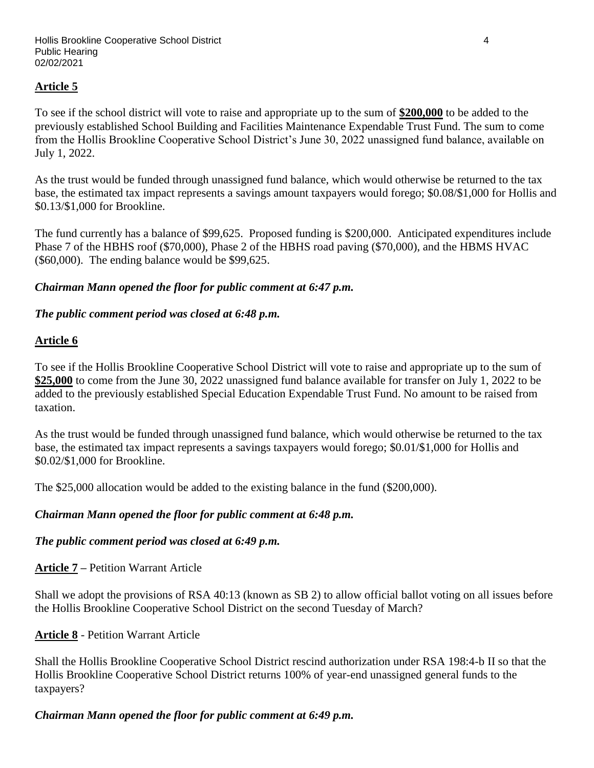**Article 5**

To see if the school district will vote to raise and appropriate up to the sum of **$200,000** to be added to the previously established School Building and Facilities Maintenance Expendable Trust Fund. The sum to come from the Hollis Brookline Cooperative School District's June 30, 2022 unassigned fund balance, available on July 1, 2022.

As the trust would be funded through unassigned fund balance, which would otherwise be returned to the tax base, the estimated tax impact represents a savings amount taxpayers would forego; $0.08/$1,000 for Hollis and $0.13/$1,000 for Brookline.

The fund currently has a balance of $99,625. Proposed funding is $200,000. Anticipated expenditures include Phase 7 of the HBHS roof ($70,000), Phase 2 of the HBHS road paving ($70,000), and the HBMS HVAC ($60,000). The ending balance would be $99,625.

***Chairman Mann opened the floor for public comment at 6:47 p.m.***

***The public comment period was closed at 6:48 p.m.***

**Article 6**

To see if the Hollis Brookline Cooperative School District will vote to raise and appropriate up to the sum of **$25,000** to come from the June 30, 2022 unassigned fund balance available for transfer on July 1, 2022 to be added to the previously established Special Education Expendable Trust Fund. No amount to be raised from taxation.

As the trust would be funded through unassigned fund balance, which would otherwise be returned to the tax base, the estimated tax impact represents a savings taxpayers would forego; $0.01/$1,000 for Hollis and $0.02/$1,000 for Brookline.

The $25,000 allocation would be added to the existing balance in the fund ($200,000).

***Chairman Mann opened the floor for public comment at 6:48 p.m.***

***The public comment period was closed at 6:49 p.m.***

**Article 7** – Petition Warrant Article

Shall we adopt the provisions of RSA 40:13 (known as SB 2) to allow official ballot voting on all issues before the Hollis Brookline Cooperative School District on the second Tuesday of March?

**Article 8** - Petition Warrant Article

Shall the Hollis Brookline Cooperative School District rescind authorization under RSA 198:4-b II so that the Hollis Brookline Cooperative School District returns 100% of year-end unassigned general funds to the taxpayers?

***Chairman Mann opened the floor for public comment at 6:49 p.m.***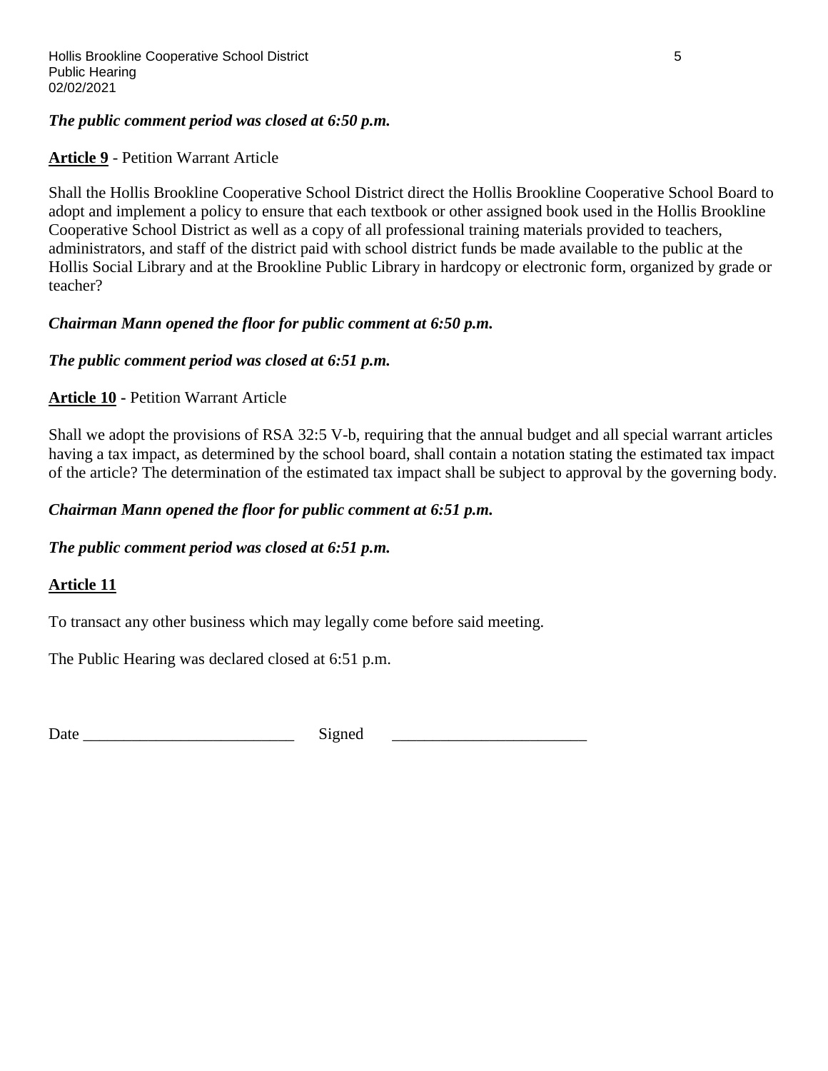***The public comment period was closed at 6:50 p.m.***

**Article 9** - Petition Warrant Article

Shall the Hollis Brookline Cooperative School District direct the Hollis Brookline Cooperative School Board to adopt and implement a policy to ensure that each textbook or other assigned book used in the Hollis Brookline Cooperative School District as well as a copy of all professional training materials provided to teachers, administrators, and staff of the district paid with school district funds be made available to the public at the Hollis Social Library and at the Brookline Public Library in hardcopy or electronic form, organized by grade or teacher?

***Chairman Mann opened the floor for public comment at 6:50 p.m.***

***The public comment period was closed at 6:51 p.m.***

**Article 10 -** Petition Warrant Article

Shall we adopt the provisions of RSA 32:5 V-b, requiring that the annual budget and all special warrant articles having a tax impact, as determined by the school board, shall contain a notation stating the estimated tax impact of the article? The determination of the estimated tax impact shall be subject to approval by the governing body.

***Chairman Mann opened the floor for public comment at 6:51 p.m.***

***The public comment period was closed at 6:51 p.m.***

**Article 11**

To transact any other business which may legally come before said meeting.

The Public Hearing was declared closed at 6:51 p.m.

Date ___________________________ Signed _________________________